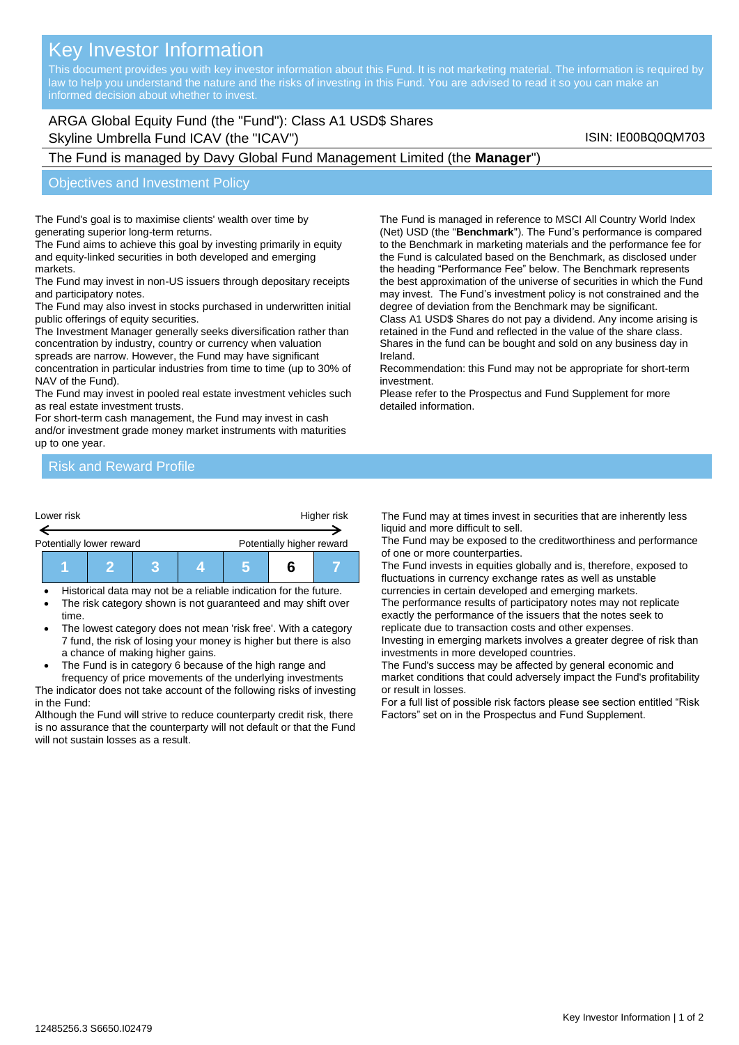# Key Investor Information

This document provides you with key investor information about this Fund. It is not marketing material. The information is required by law to help you understand the nature and the risks of investing in this Fund. You are advised to read it so you can make an informed decision about whether to invest.

ARGA Global Equity Fund (the "Fund"): Class A1 USD$ Shares
Skyline Umbrella Fund ICAV (the "ICAV")

ISIN: IE00BQ0QM703

The Fund is managed by Davy Global Fund Management Limited (the **Manager**")

## Objectives and Investment Policy

The Fund's goal is to maximise clients' wealth over time by generating superior long-term returns.
The Fund aims to achieve this goal by investing primarily in equity and equity-linked securities in both developed and emerging markets.
The Fund may invest in non-US issuers through depositary receipts and participatory notes.
The Fund may also invest in stocks purchased in underwritten initial public offerings of equity securities.
The Investment Manager generally seeks diversification rather than concentration by industry, country or currency when valuation spreads are narrow. However, the Fund may have significant concentration in particular industries from time to time (up to 30% of NAV of the Fund).
The Fund may invest in pooled real estate investment vehicles such as real estate investment trusts.
For short-term cash management, the Fund may invest in cash and/or investment grade money market instruments with maturities up to one year.

The Fund is managed in reference to MSCI All Country World Index (Net) USD (the "**Benchmark**"). The Fund's performance is compared to the Benchmark in marketing materials and the performance fee for the Fund is calculated based on the Benchmark, as disclosed under the heading "Performance Fee" below. The Benchmark represents the best approximation of the universe of securities in which the Fund may invest. The Fund's investment policy is not constrained and the degree of deviation from the Benchmark may be significant.
Class A1 USD$ Shares do not pay a dividend. Any income arising is retained in the Fund and reflected in the value of the share class.
Shares in the fund can be bought and sold on any business day in Ireland.
Recommendation: this Fund may not be appropriate for short-term investment.
Please refer to the Prospectus and Fund Supplement for more detailed information.

## Risk and Reward Profile

Lower risk ← → Higher risk

Potentially lower reward — Potentially higher reward

| 1 | 2 | 3 | 4 | 5 | **6** | 7 |
|---|---|---|---|---|---|---|

- Historical data may not be a reliable indication for the future.
- The risk category shown is not guaranteed and may shift over time.
- The lowest category does not mean 'risk free'. With a category 7 fund, the risk of losing your money is higher but there is also a chance of making higher gains.
- The Fund is in category 6 because of the high range and frequency of price movements of the underlying investments

The indicator does not take account of the following risks of investing in the Fund:
Although the Fund will strive to reduce counterparty credit risk, there is no assurance that the counterparty will not default or that the Fund will not sustain losses as a result.
The Fund may at times invest in securities that are inherently less liquid and more difficult to sell.
The Fund may be exposed to the creditworthiness and performance of one or more counterparties.
The Fund invests in equities globally and is, therefore, exposed to fluctuations in currency exchange rates as well as unstable currencies in certain developed and emerging markets.
The performance results of participatory notes may not replicate exactly the performance of the issuers that the notes seek to replicate due to transaction costs and other expenses.
Investing in emerging markets involves a greater degree of risk than investments in more developed countries.
The Fund's success may be affected by general economic and market conditions that could adversely impact the Fund's profitability or result in losses.
For a full list of possible risk factors please see section entitled "Risk Factors" set on in the Prospectus and Fund Supplement.

12485256.3 S6650.I02479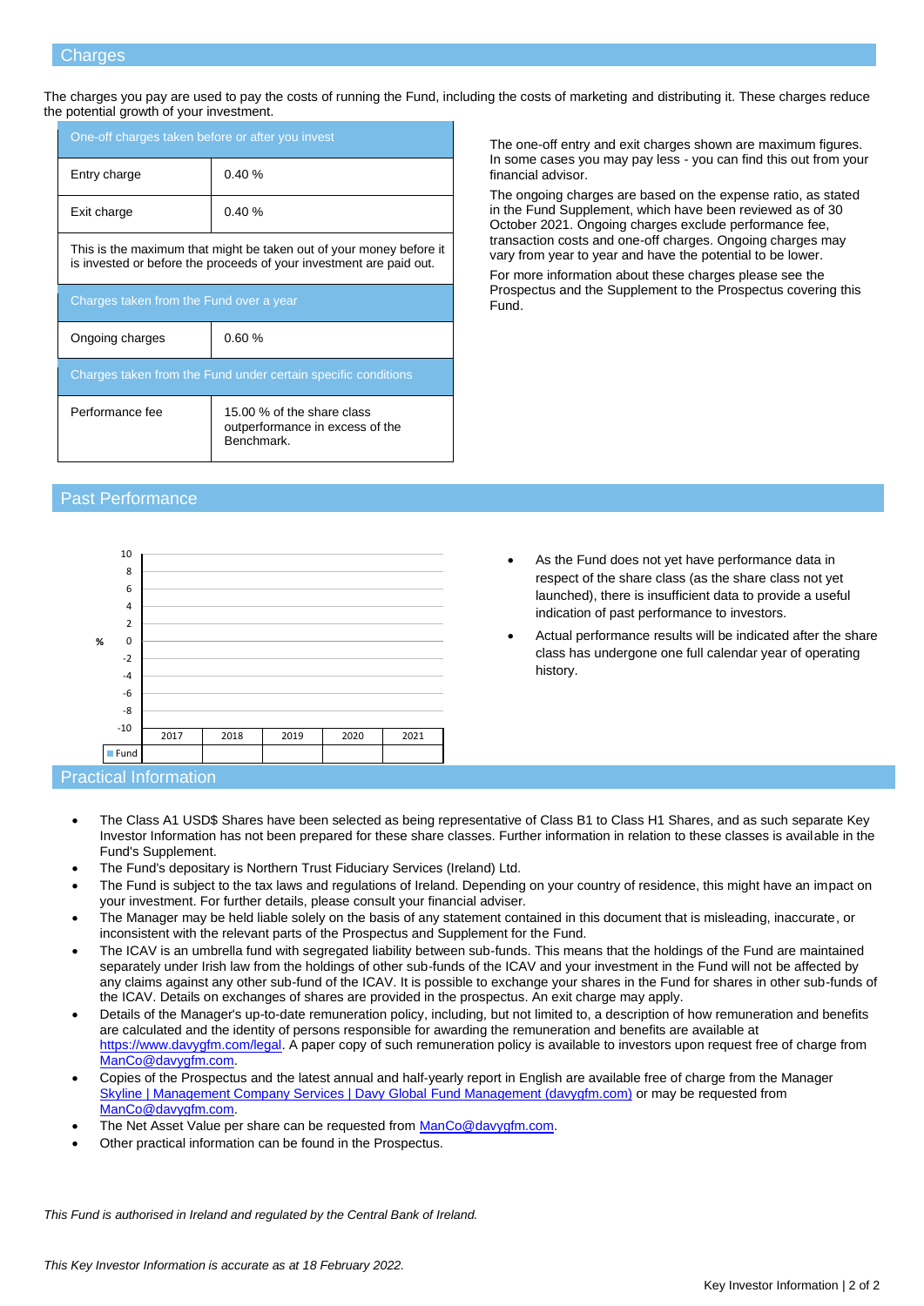## Charges

The charges you pay are used to pay the costs of running the Fund, including the costs of marketing and distributing it. These charges reduce the potential growth of your investment.

| One-off charges taken before or after you invest | |
|---|---|
| Entry charge | 0.40 % |
| Exit charge | 0.40 % |
| This is the maximum that might be taken out of your money before it is invested or before the proceeds of your investment are paid out. | |
| **Charges taken from the Fund over a year** | |
| Ongoing charges | 0.60 % |
| **Charges taken from the Fund under certain specific conditions** | |
| Performance fee | 15.00 % of the share class outperformance in excess of the Benchmark. |

The one-off entry and exit charges shown are maximum figures. In some cases you may pay less - you can find this out from your financial advisor.

The ongoing charges are based on the expense ratio, as stated in the Fund Supplement, which have been reviewed as of 30 October 2021. Ongoing charges exclude performance fee, transaction costs and one-off charges. Ongoing charges may vary from year to year and have the potential to be lower.

For more information about these charges please see the Prospectus and the Supplement to the Prospectus covering this Fund.

## Past Performance

10
8
6
4
2
%
0
-2
-4
-6
-8
-10
2017
2018
2019
2020
2021
Fund

- As the Fund does not yet have performance data in respect of the share class (as the share class not yet launched), there is insufficient data to provide a useful indication of past performance to investors.
- Actual performance results will be indicated after the share class has undergone one full calendar year of operating history.

## Practical Information

- The Class A1 USD$ Shares have been selected as being representative of Class B1 to Class H1 Shares, and as such separate Key Investor Information has not been prepared for these share classes. Further information in relation to these classes is available in the Fund's Supplement.
- The Fund's depositary is Northern Trust Fiduciary Services (Ireland) Ltd.
- The Fund is subject to the tax laws and regulations of Ireland. Depending on your country of residence, this might have an impact on your investment. For further details, please consult your financial adviser.
- The Manager may be held liable solely on the basis of any statement contained in this document that is misleading, inaccurate, or inconsistent with the relevant parts of the Prospectus and Supplement for the Fund.
- The ICAV is an umbrella fund with segregated liability between sub-funds. This means that the holdings of the Fund are maintained separately under Irish law from the holdings of other sub-funds of the ICAV and your investment in the Fund will not be affected by any claims against any other sub-fund of the ICAV. It is possible to exchange your shares in the Fund for shares in other sub-funds of the ICAV. Details on exchanges of shares are provided in the prospectus. An exit charge may apply.
- Details of the Manager's up-to-date remuneration policy, including, but not limited to, a description of how remuneration and benefits are calculated and the identity of persons responsible for awarding the remuneration and benefits are available at https://www.davygfm.com/legal. A paper copy of such remuneration policy is available to investors upon request free of charge from ManCo@davygfm.com.
- Copies of the Prospectus and the latest annual and half-yearly report in English are available free of charge from the Manager Skyline | Management Company Services | Davy Global Fund Management (davygfm.com) or may be requested from ManCo@davygfm.com.
- The Net Asset Value per share can be requested from ManCo@davygfm.com.
- Other practical information can be found in the Prospectus.

*This Fund is authorised in Ireland and regulated by the Central Bank of Ireland.*

*This Key Investor Information is accurate as at 18 February 2022.*